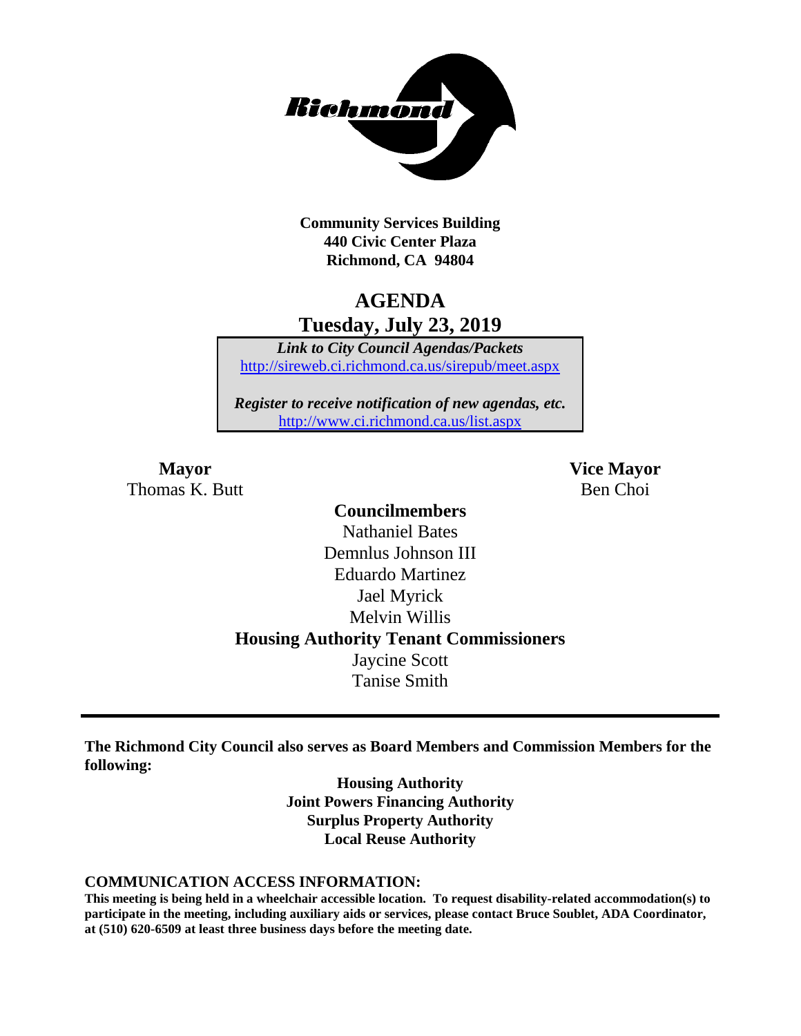**Community Services Building**
**440 Civic Center Plaza**
**Richmond, CA 94804**

# AGENDA
## Tuesday, July 23, 2019

***Link to City Council Agendas/Packets***
http://sireweb.ci.richmond.ca.us/sirepub/meet.aspx

***Register to receive notification of new agendas, etc.***
http://www.ci.richmond.ca.us/list.aspx

**Mayor**
Thomas K. Butt

**Vice Mayor**
Ben Choi

**Councilmembers**
Nathaniel Bates
Demnlus Johnson III
Eduardo Martinez
Jael Myrick
Melvin Willis

**Housing Authority Tenant Commissioners**
Jaycine Scott
Tanise Smith

---

**The Richmond City Council also serves as Board Members and Commission Members for the following:**

**Housing Authority**
**Joint Powers Financing Authority**
**Surplus Property Authority**
**Local Reuse Authority**

**COMMUNICATION ACCESS INFORMATION:**

**This meeting is being held in a wheelchair accessible location. To request disability-related accommodation(s) to participate in the meeting, including auxiliary aids or services, please contact Bruce Soublet, ADA Coordinator, at (510) 620-6509 at least three business days before the meeting date.**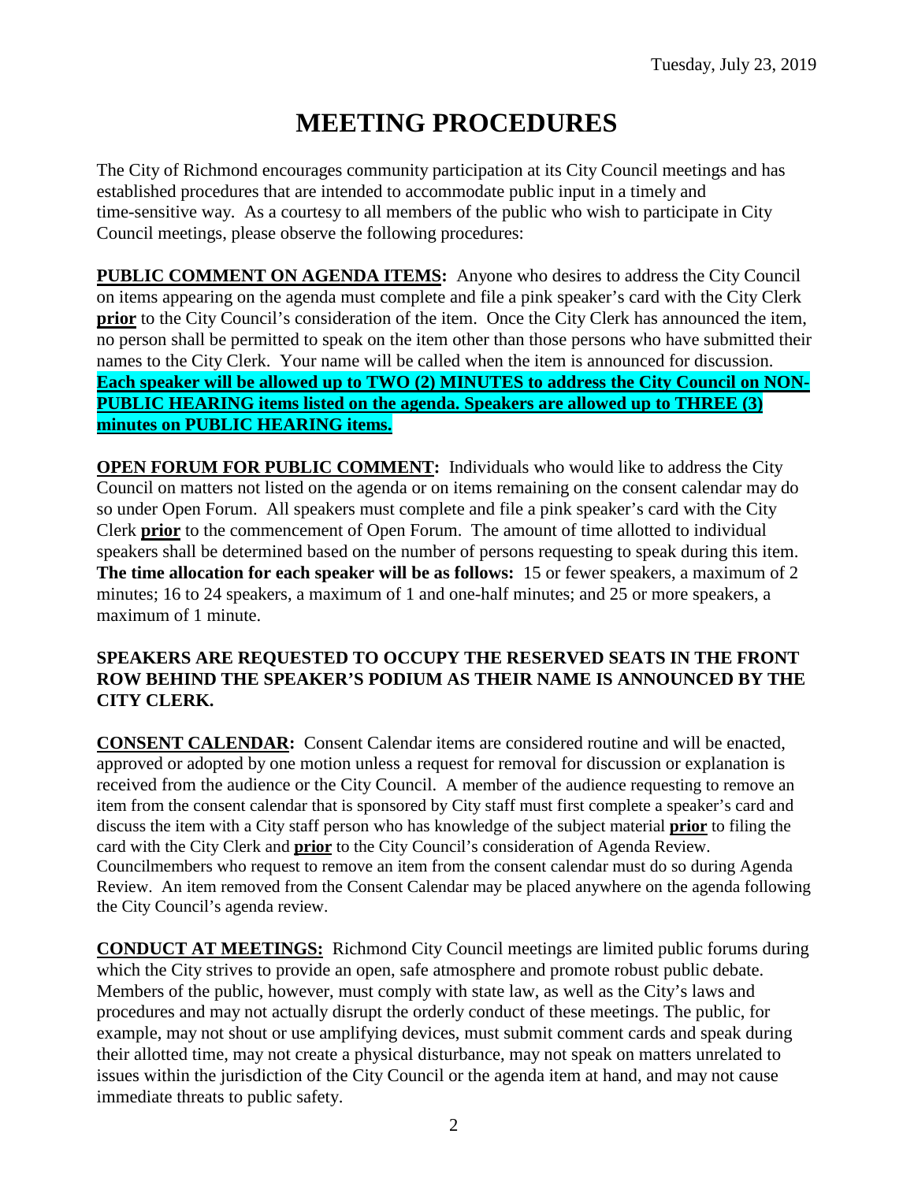Tuesday, July 23, 2019

# MEETING PROCEDURES

The City of Richmond encourages community participation at its City Council meetings and has established procedures that are intended to accommodate public input in a timely and time-sensitive way. As a courtesy to all members of the public who wish to participate in City Council meetings, please observe the following procedures:

**PUBLIC COMMENT ON AGENDA ITEMS:** Anyone who desires to address the City Council on items appearing on the agenda must complete and file a pink speaker's card with the City Clerk **prior** to the City Council's consideration of the item. Once the City Clerk has announced the item, no person shall be permitted to speak on the item other than those persons who have submitted their names to the City Clerk. Your name will be called when the item is announced for discussion. **Each speaker will be allowed up to TWO (2) MINUTES to address the City Council on NON-PUBLIC HEARING items listed on the agenda. Speakers are allowed up to THREE (3) minutes on PUBLIC HEARING items.**

**OPEN FORUM FOR PUBLIC COMMENT:** Individuals who would like to address the City Council on matters not listed on the agenda or on items remaining on the consent calendar may do so under Open Forum. All speakers must complete and file a pink speaker's card with the City Clerk **prior** to the commencement of Open Forum. The amount of time allotted to individual speakers shall be determined based on the number of persons requesting to speak during this item. **The time allocation for each speaker will be as follows:** 15 or fewer speakers, a maximum of 2 minutes; 16 to 24 speakers, a maximum of 1 and one-half minutes; and 25 or more speakers, a maximum of 1 minute.

**SPEAKERS ARE REQUESTED TO OCCUPY THE RESERVED SEATS IN THE FRONT ROW BEHIND THE SPEAKER'S PODIUM AS THEIR NAME IS ANNOUNCED BY THE CITY CLERK.**

**CONSENT CALENDAR:** Consent Calendar items are considered routine and will be enacted, approved or adopted by one motion unless a request for removal for discussion or explanation is received from the audience or the City Council. A member of the audience requesting to remove an item from the consent calendar that is sponsored by City staff must first complete a speaker's card and discuss the item with a City staff person who has knowledge of the subject material **prior** to filing the card with the City Clerk and **prior** to the City Council's consideration of Agenda Review. Councilmembers who request to remove an item from the consent calendar must do so during Agenda Review. An item removed from the Consent Calendar may be placed anywhere on the agenda following the City Council's agenda review.

**CONDUCT AT MEETINGS:** Richmond City Council meetings are limited public forums during which the City strives to provide an open, safe atmosphere and promote robust public debate. Members of the public, however, must comply with state law, as well as the City's laws and procedures and may not actually disrupt the orderly conduct of these meetings. The public, for example, may not shout or use amplifying devices, must submit comment cards and speak during their allotted time, may not create a physical disturbance, may not speak on matters unrelated to issues within the jurisdiction of the City Council or the agenda item at hand, and may not cause immediate threats to public safety.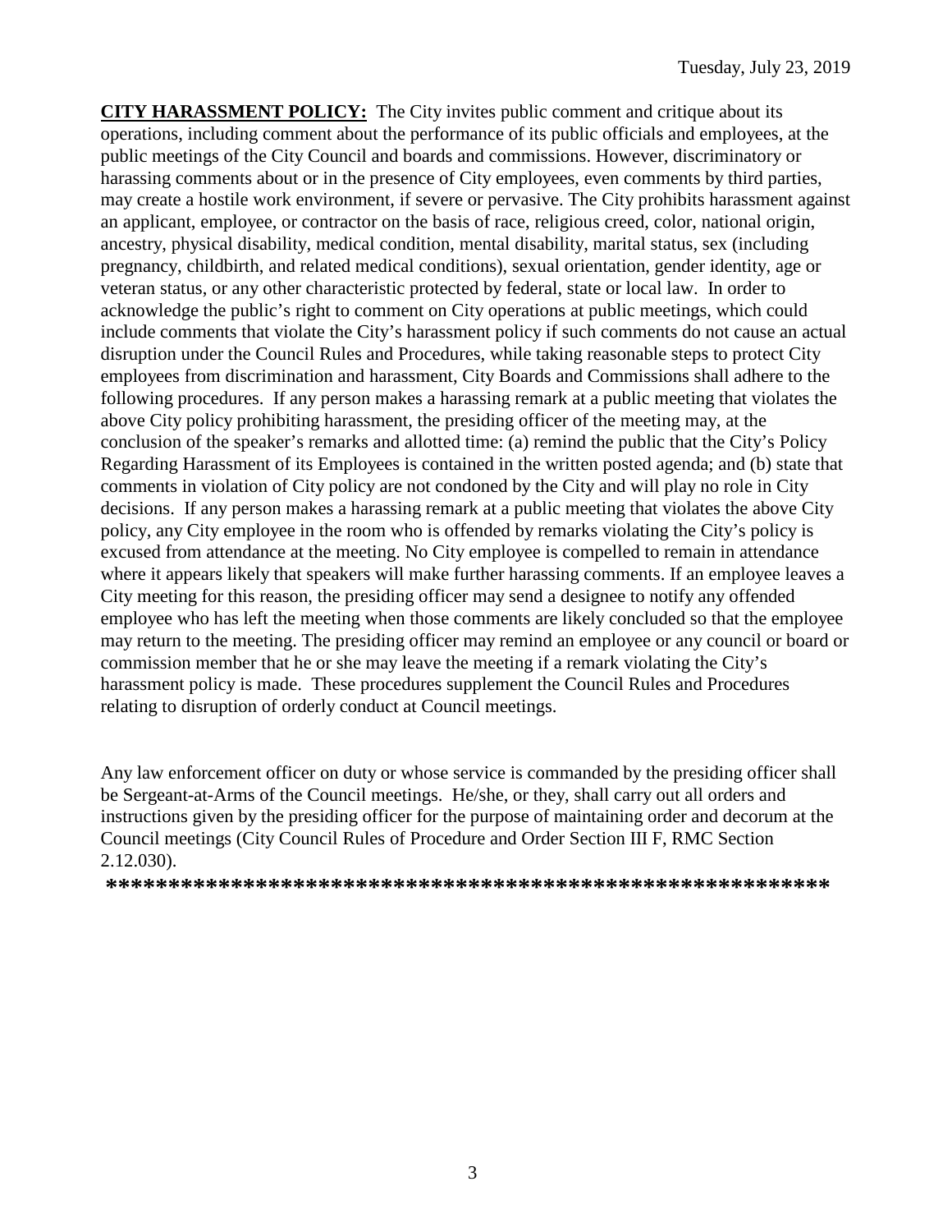**CITY HARASSMENT POLICY:** The City invites public comment and critique about its operations, including comment about the performance of its public officials and employees, at the public meetings of the City Council and boards and commissions. However, discriminatory or harassing comments about or in the presence of City employees, even comments by third parties, may create a hostile work environment, if severe or pervasive. The City prohibits harassment against an applicant, employee, or contractor on the basis of race, religious creed, color, national origin, ancestry, physical disability, medical condition, mental disability, marital status, sex (including pregnancy, childbirth, and related medical conditions), sexual orientation, gender identity, age or veteran status, or any other characteristic protected by federal, state or local law. In order to acknowledge the public's right to comment on City operations at public meetings, which could include comments that violate the City's harassment policy if such comments do not cause an actual disruption under the Council Rules and Procedures, while taking reasonable steps to protect City employees from discrimination and harassment, City Boards and Commissions shall adhere to the following procedures. If any person makes a harassing remark at a public meeting that violates the above City policy prohibiting harassment, the presiding officer of the meeting may, at the conclusion of the speaker's remarks and allotted time: (a) remind the public that the City's Policy Regarding Harassment of its Employees is contained in the written posted agenda; and (b) state that comments in violation of City policy are not condoned by the City and will play no role in City decisions. If any person makes a harassing remark at a public meeting that violates the above City policy, any City employee in the room who is offended by remarks violating the City's policy is excused from attendance at the meeting. No City employee is compelled to remain in attendance where it appears likely that speakers will make further harassing comments. If an employee leaves a City meeting for this reason, the presiding officer may send a designee to notify any offended employee who has left the meeting when those comments are likely concluded so that the employee may return to the meeting. The presiding officer may remind an employee or any council or board or commission member that he or she may leave the meeting if a remark violating the City's harassment policy is made. These procedures supplement the Council Rules and Procedures relating to disruption of orderly conduct at Council meetings.

Any law enforcement officer on duty or whose service is commanded by the presiding officer shall be Sergeant-at-Arms of the Council meetings. He/she, or they, shall carry out all orders and instructions given by the presiding officer for the purpose of maintaining order and decorum at the Council meetings (City Council Rules of Procedure and Order Section III F, RMC Section 2.12.030).

**\*\*\*\*\*\*\*\*\*\*\*\*\*\*\*\*\*\*\*\*\*\*\*\*\*\*\*\*\*\*\*\*\*\*\*\*\*\*\*\*\*\*\*\*\*\*\*\*\*\*\*\*\*\*\*\*\*\*\***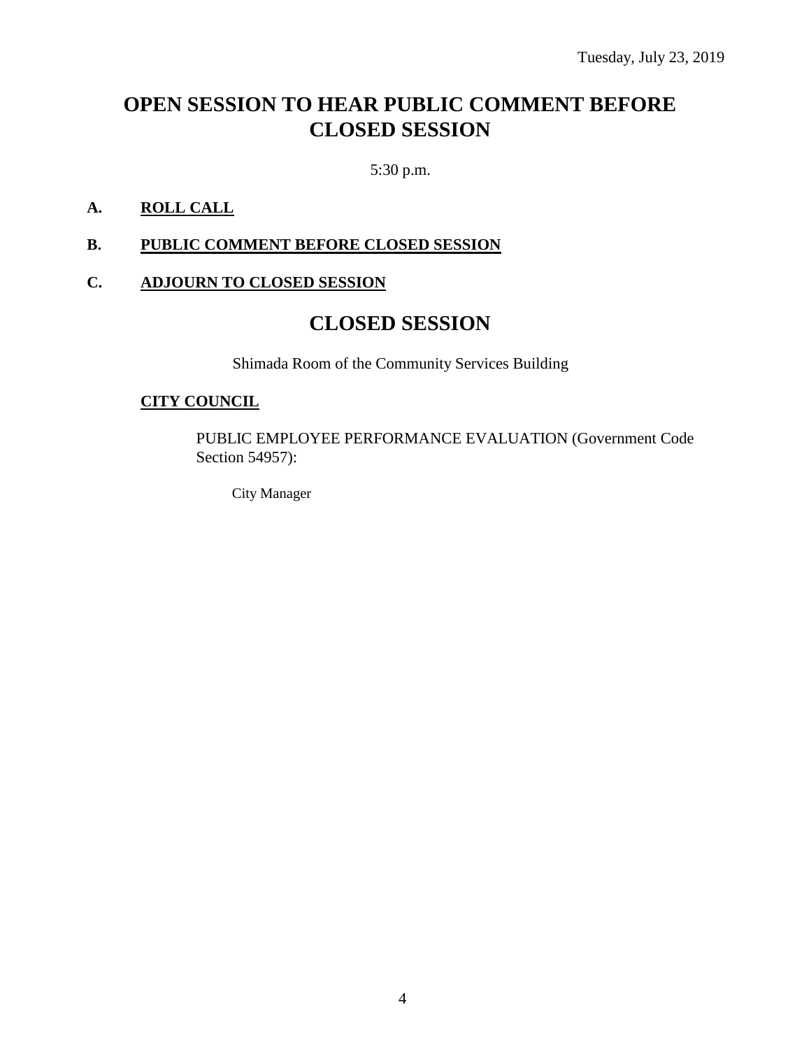Tuesday, July 23, 2019

# OPEN SESSION TO HEAR PUBLIC COMMENT BEFORE CLOSED SESSION

5:30 p.m.

**A. ROLL CALL**

**B. PUBLIC COMMENT BEFORE CLOSED SESSION**

**C. ADJOURN TO CLOSED SESSION**

# CLOSED SESSION

Shimada Room of the Community Services Building

**CITY COUNCIL**

PUBLIC EMPLOYEE PERFORMANCE EVALUATION (Government Code Section 54957):

City Manager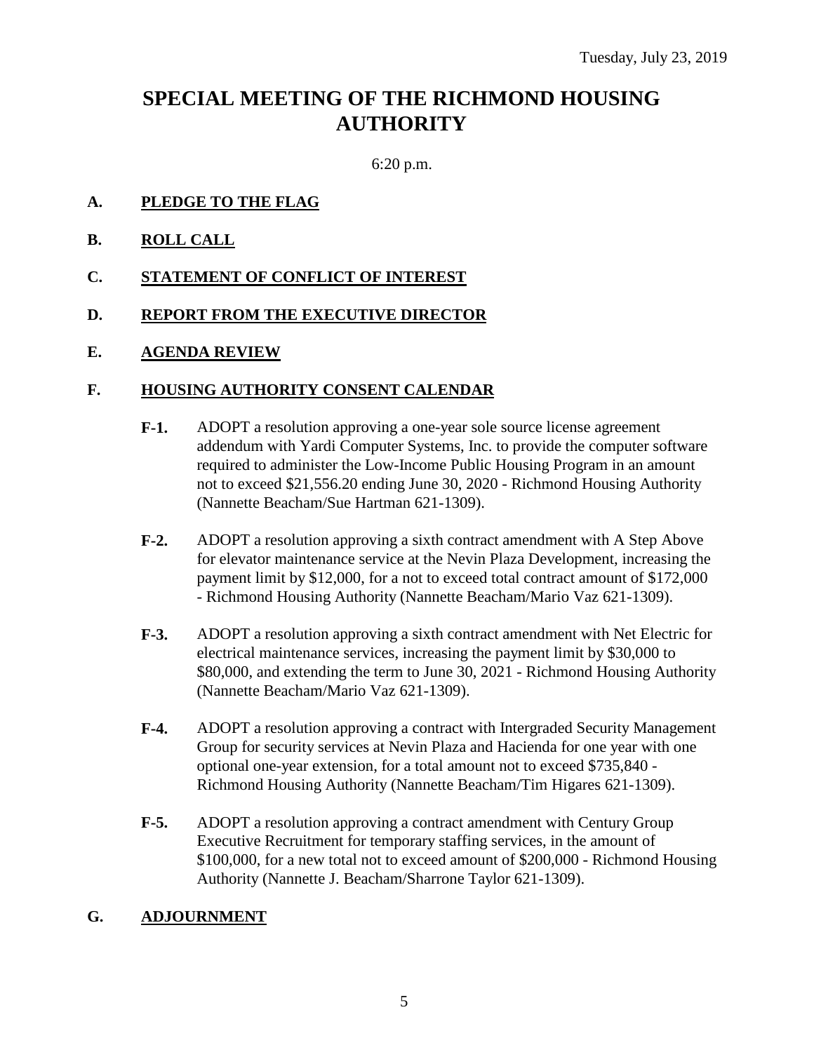Tuesday, July 23, 2019

# SPECIAL MEETING OF THE RICHMOND HOUSING AUTHORITY

6:20 p.m.

**A. PLEDGE TO THE FLAG**

**B. ROLL CALL**

**C. STATEMENT OF CONFLICT OF INTEREST**

**D. REPORT FROM THE EXECUTIVE DIRECTOR**

**E. AGENDA REVIEW**

**F. HOUSING AUTHORITY CONSENT CALENDAR**

**F-1.** ADOPT a resolution approving a one-year sole source license agreement addendum with Yardi Computer Systems, Inc. to provide the computer software required to administer the Low-Income Public Housing Program in an amount not to exceed $21,556.20 ending June 30, 2020 - Richmond Housing Authority (Nannette Beacham/Sue Hartman 621-1309).

**F-2.** ADOPT a resolution approving a sixth contract amendment with A Step Above for elevator maintenance service at the Nevin Plaza Development, increasing the payment limit by $12,000, for a not to exceed total contract amount of $172,000 - Richmond Housing Authority (Nannette Beacham/Mario Vaz 621-1309).

**F-3.** ADOPT a resolution approving a sixth contract amendment with Net Electric for electrical maintenance services, increasing the payment limit by $30,000 to $80,000, and extending the term to June 30, 2021 - Richmond Housing Authority (Nannette Beacham/Mario Vaz 621-1309).

**F-4.** ADOPT a resolution approving a contract with Intergraded Security Management Group for security services at Nevin Plaza and Hacienda for one year with one optional one-year extension, for a total amount not to exceed $735,840 - Richmond Housing Authority (Nannette Beacham/Tim Higares 621-1309).

**F-5.** ADOPT a resolution approving a contract amendment with Century Group Executive Recruitment for temporary staffing services, in the amount of $100,000, for a new total not to exceed amount of $200,000 - Richmond Housing Authority (Nannette J. Beacham/Sharrone Taylor 621-1309).

**G. ADJOURNMENT**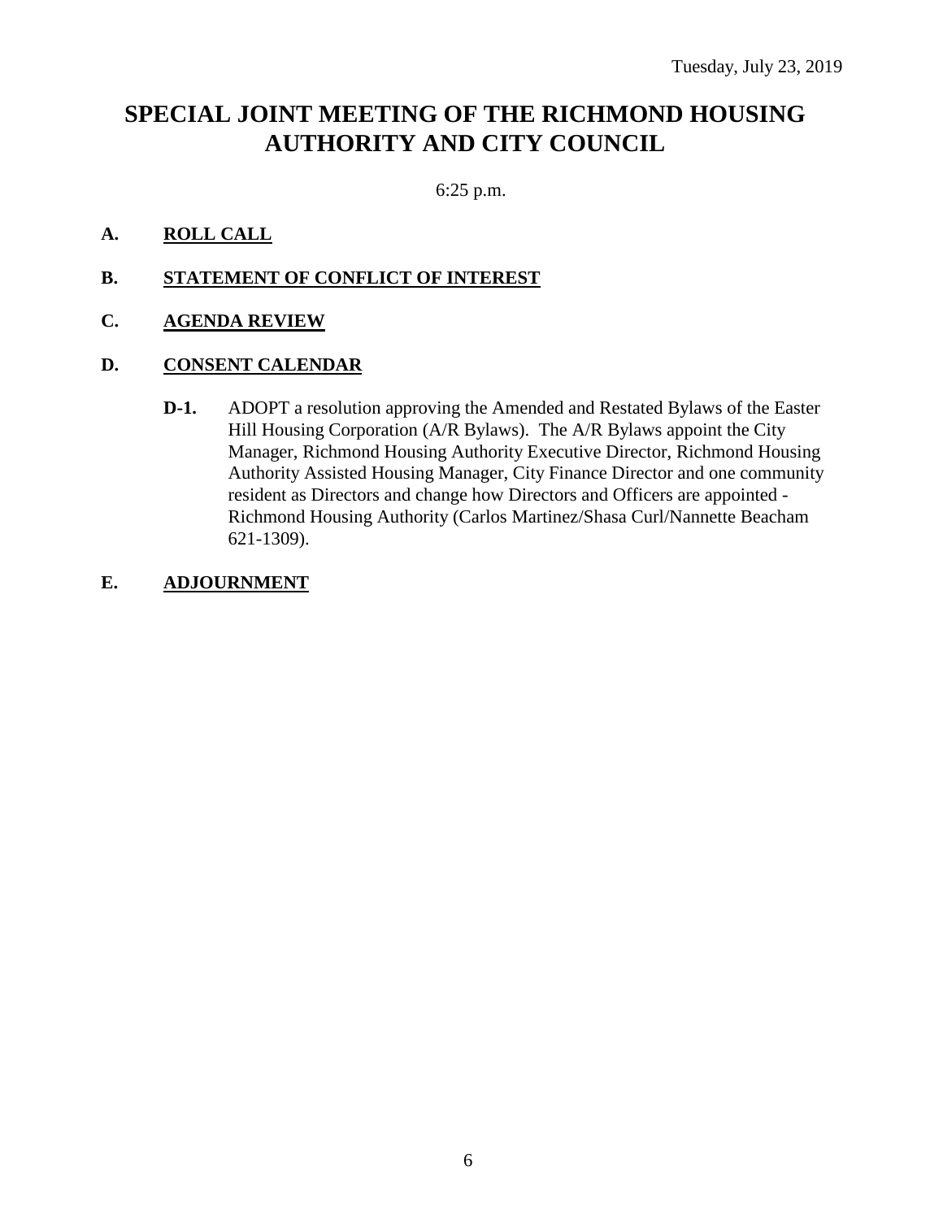Tuesday, July 23, 2019

# SPECIAL JOINT MEETING OF THE RICHMOND HOUSING AUTHORITY AND CITY COUNCIL

6:25 p.m.

**A. ROLL CALL**

**B. STATEMENT OF CONFLICT OF INTEREST**

**C. AGENDA REVIEW**

**D. CONSENT CALENDAR**

**D-1.** ADOPT a resolution approving the Amended and Restated Bylaws of the Easter Hill Housing Corporation (A/R Bylaws). The A/R Bylaws appoint the City Manager, Richmond Housing Authority Executive Director, Richmond Housing Authority Assisted Housing Manager, City Finance Director and one community resident as Directors and change how Directors and Officers are appointed - Richmond Housing Authority (Carlos Martinez/Shasa Curl/Nannette Beacham 621-1309).

**E. ADJOURNMENT**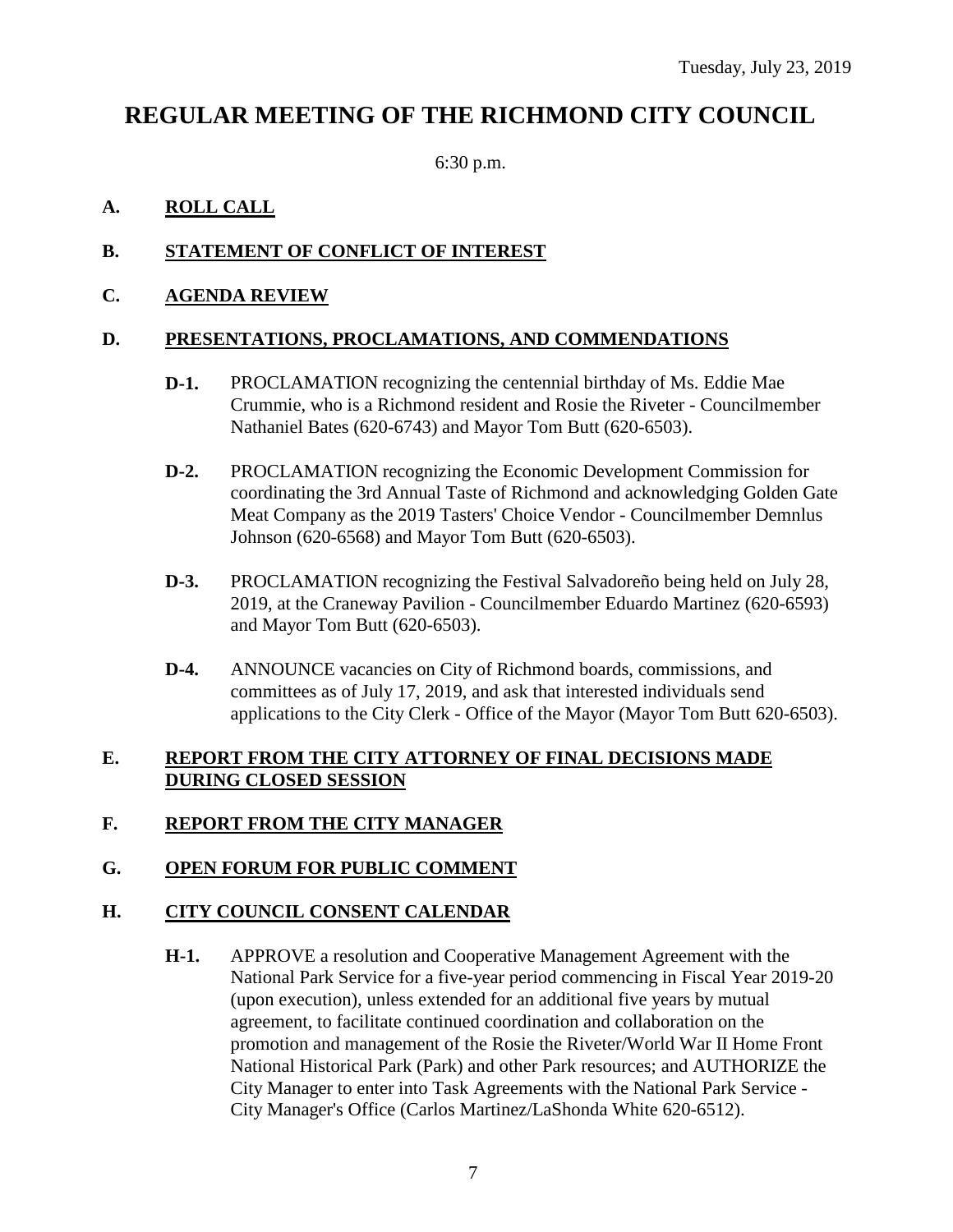Tuesday, July 23, 2019

# REGULAR MEETING OF THE RICHMOND CITY COUNCIL

6:30 p.m.

## A. ROLL CALL

## B. STATEMENT OF CONFLICT OF INTEREST

## C. AGENDA REVIEW

## D. PRESENTATIONS, PROCLAMATIONS, AND COMMENDATIONS

**D-1.** PROCLAMATION recognizing the centennial birthday of Ms. Eddie Mae Crummie, who is a Richmond resident and Rosie the Riveter - Councilmember Nathaniel Bates (620-6743) and Mayor Tom Butt (620-6503).

**D-2.** PROCLAMATION recognizing the Economic Development Commission for coordinating the 3rd Annual Taste of Richmond and acknowledging Golden Gate Meat Company as the 2019 Tasters' Choice Vendor - Councilmember Demnlus Johnson (620-6568) and Mayor Tom Butt (620-6503).

**D-3.** PROCLAMATION recognizing the Festival Salvadoreño being held on July 28, 2019, at the Craneway Pavilion - Councilmember Eduardo Martinez (620-6593) and Mayor Tom Butt (620-6503).

**D-4.** ANNOUNCE vacancies on City of Richmond boards, commissions, and committees as of July 17, 2019, and ask that interested individuals send applications to the City Clerk - Office of the Mayor (Mayor Tom Butt 620-6503).

## E. REPORT FROM THE CITY ATTORNEY OF FINAL DECISIONS MADE DURING CLOSED SESSION

## F. REPORT FROM THE CITY MANAGER

## G. OPEN FORUM FOR PUBLIC COMMENT

## H. CITY COUNCIL CONSENT CALENDAR

**H-1.** APPROVE a resolution and Cooperative Management Agreement with the National Park Service for a five-year period commencing in Fiscal Year 2019-20 (upon execution), unless extended for an additional five years by mutual agreement, to facilitate continued coordination and collaboration on the promotion and management of the Rosie the Riveter/World War II Home Front National Historical Park (Park) and other Park resources; and AUTHORIZE the City Manager to enter into Task Agreements with the National Park Service - City Manager's Office (Carlos Martinez/LaShonda White 620-6512).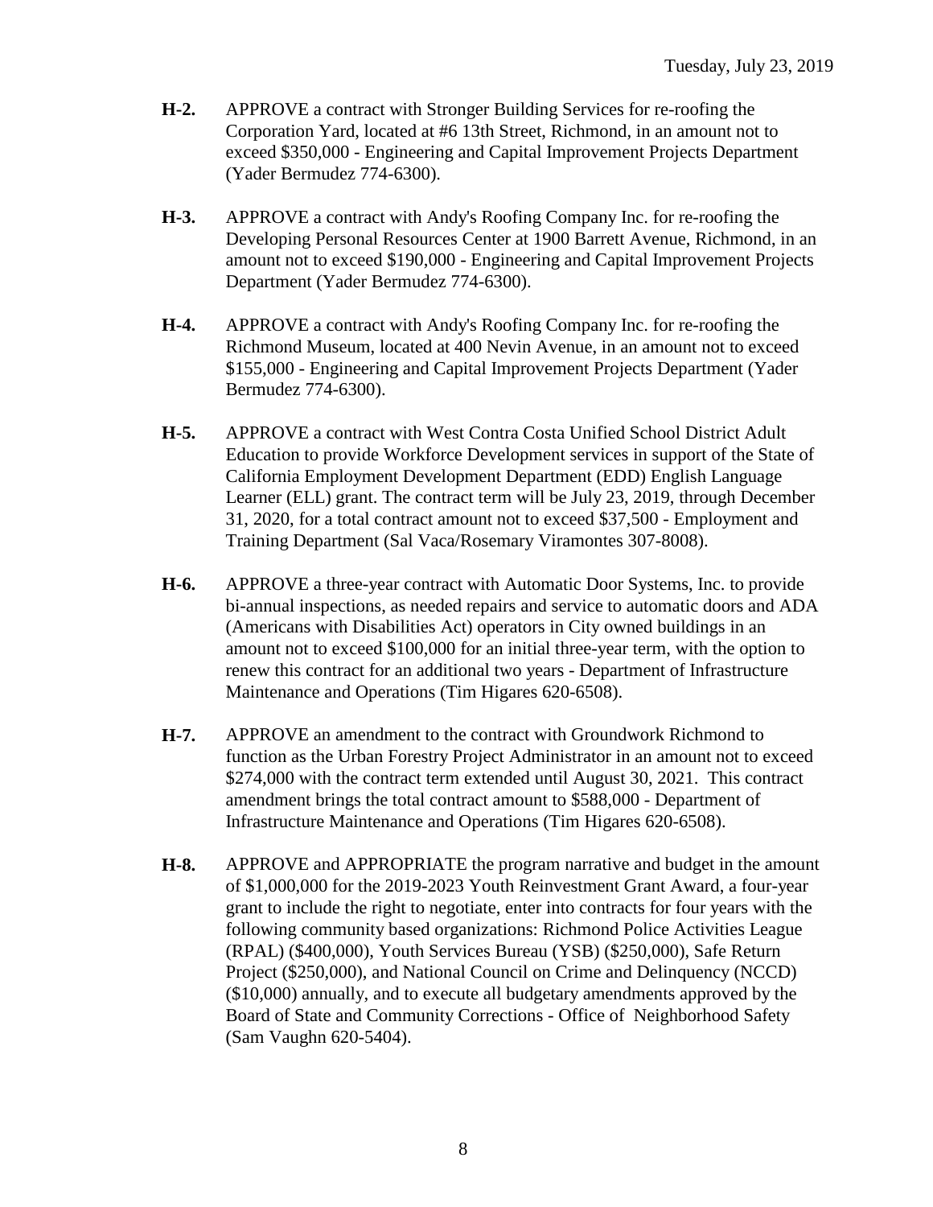**H-2.** APPROVE a contract with Stronger Building Services for re-roofing the Corporation Yard, located at #6 13th Street, Richmond, in an amount not to exceed $350,000 - Engineering and Capital Improvement Projects Department (Yader Bermudez 774-6300).

**H-3.** APPROVE a contract with Andy's Roofing Company Inc. for re-roofing the Developing Personal Resources Center at 1900 Barrett Avenue, Richmond, in an amount not to exceed $190,000 - Engineering and Capital Improvement Projects Department (Yader Bermudez 774-6300).

**H-4.** APPROVE a contract with Andy's Roofing Company Inc. for re-roofing the Richmond Museum, located at 400 Nevin Avenue, in an amount not to exceed $155,000 - Engineering and Capital Improvement Projects Department (Yader Bermudez 774-6300).

**H-5.** APPROVE a contract with West Contra Costa Unified School District Adult Education to provide Workforce Development services in support of the State of California Employment Development Department (EDD) English Language Learner (ELL) grant. The contract term will be July 23, 2019, through December 31, 2020, for a total contract amount not to exceed $37,500 - Employment and Training Department (Sal Vaca/Rosemary Viramontes 307-8008).

**H-6.** APPROVE a three-year contract with Automatic Door Systems, Inc. to provide bi-annual inspections, as needed repairs and service to automatic doors and ADA (Americans with Disabilities Act) operators in City owned buildings in an amount not to exceed $100,000 for an initial three-year term, with the option to renew this contract for an additional two years - Department of Infrastructure Maintenance and Operations (Tim Higares 620-6508).

**H-7.** APPROVE an amendment to the contract with Groundwork Richmond to function as the Urban Forestry Project Administrator in an amount not to exceed $274,000 with the contract term extended until August 30, 2021. This contract amendment brings the total contract amount to $588,000 - Department of Infrastructure Maintenance and Operations (Tim Higares 620-6508).

**H-8.** APPROVE and APPROPRIATE the program narrative and budget in the amount of $1,000,000 for the 2019-2023 Youth Reinvestment Grant Award, a four-year grant to include the right to negotiate, enter into contracts for four years with the following community based organizations: Richmond Police Activities League (RPAL) ($400,000), Youth Services Bureau (YSB) ($250,000), Safe Return Project ($250,000), and National Council on Crime and Delinquency (NCCD) ($10,000) annually, and to execute all budgetary amendments approved by the Board of State and Community Corrections - Office of Neighborhood Safety (Sam Vaughn 620-5404).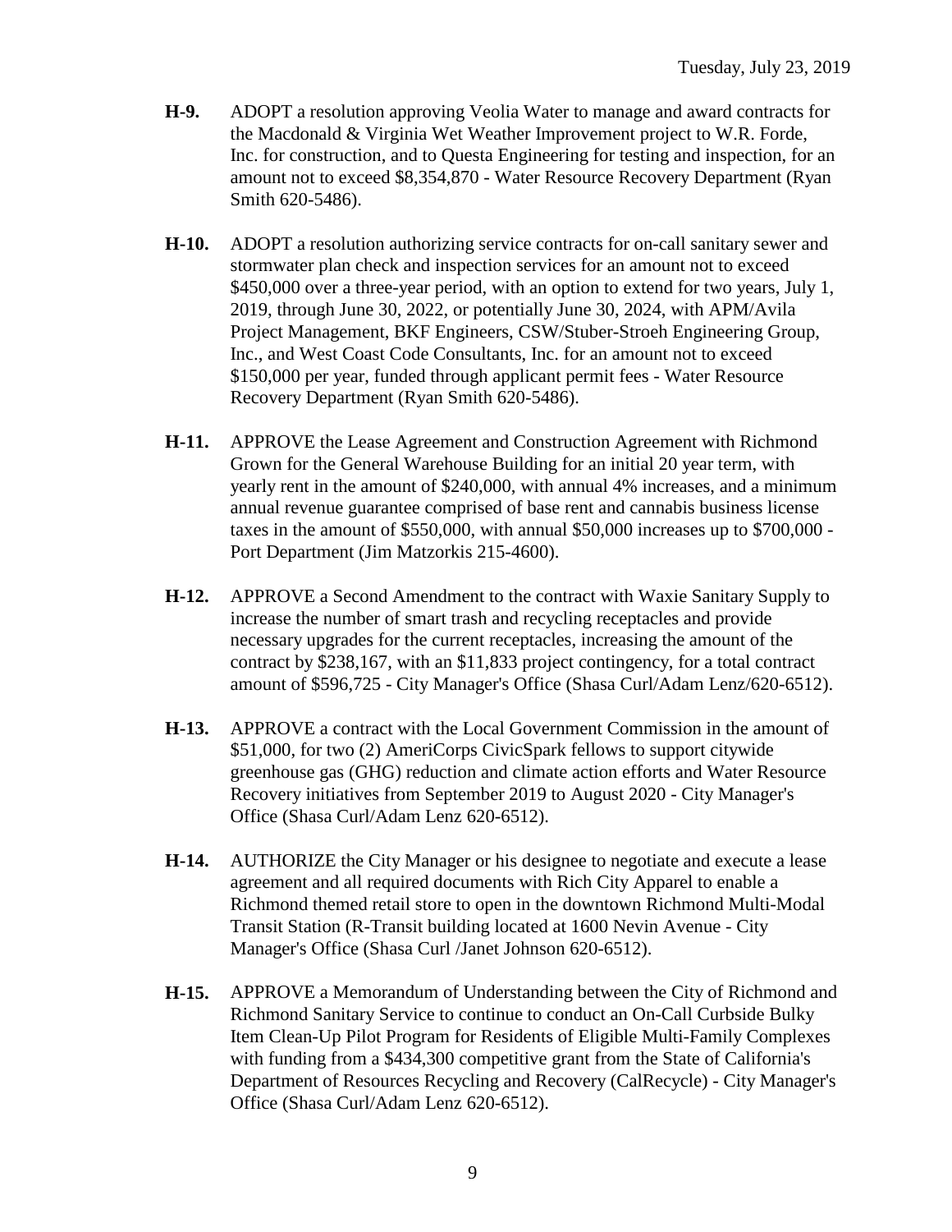**H-9.** ADOPT a resolution approving Veolia Water to manage and award contracts for the Macdonald & Virginia Wet Weather Improvement project to W.R. Forde, Inc. for construction, and to Questa Engineering for testing and inspection, for an amount not to exceed $8,354,870 - Water Resource Recovery Department (Ryan Smith 620-5486).

**H-10.** ADOPT a resolution authorizing service contracts for on-call sanitary sewer and stormwater plan check and inspection services for an amount not to exceed $450,000 over a three-year period, with an option to extend for two years, July 1, 2019, through June 30, 2022, or potentially June 30, 2024, with APM/Avila Project Management, BKF Engineers, CSW/Stuber-Stroeh Engineering Group, Inc., and West Coast Code Consultants, Inc. for an amount not to exceed $150,000 per year, funded through applicant permit fees - Water Resource Recovery Department (Ryan Smith 620-5486).

**H-11.** APPROVE the Lease Agreement and Construction Agreement with Richmond Grown for the General Warehouse Building for an initial 20 year term, with yearly rent in the amount of $240,000, with annual 4% increases, and a minimum annual revenue guarantee comprised of base rent and cannabis business license taxes in the amount of $550,000, with annual $50,000 increases up to $700,000 - Port Department (Jim Matzorkis 215-4600).

**H-12.** APPROVE a Second Amendment to the contract with Waxie Sanitary Supply to increase the number of smart trash and recycling receptacles and provide necessary upgrades for the current receptacles, increasing the amount of the contract by $238,167, with an $11,833 project contingency, for a total contract amount of $596,725 - City Manager's Office (Shasa Curl/Adam Lenz/620-6512).

**H-13.** APPROVE a contract with the Local Government Commission in the amount of $51,000, for two (2) AmeriCorps CivicSpark fellows to support citywide greenhouse gas (GHG) reduction and climate action efforts and Water Resource Recovery initiatives from September 2019 to August 2020 - City Manager's Office (Shasa Curl/Adam Lenz 620-6512).

**H-14.** AUTHORIZE the City Manager or his designee to negotiate and execute a lease agreement and all required documents with Rich City Apparel to enable a Richmond themed retail store to open in the downtown Richmond Multi-Modal Transit Station (R-Transit building located at 1600 Nevin Avenue - City Manager's Office (Shasa Curl /Janet Johnson 620-6512).

**H-15.** APPROVE a Memorandum of Understanding between the City of Richmond and Richmond Sanitary Service to continue to conduct an On-Call Curbside Bulky Item Clean-Up Pilot Program for Residents of Eligible Multi-Family Complexes with funding from a $434,300 competitive grant from the State of California's Department of Resources Recycling and Recovery (CalRecycle) - City Manager's Office (Shasa Curl/Adam Lenz 620-6512).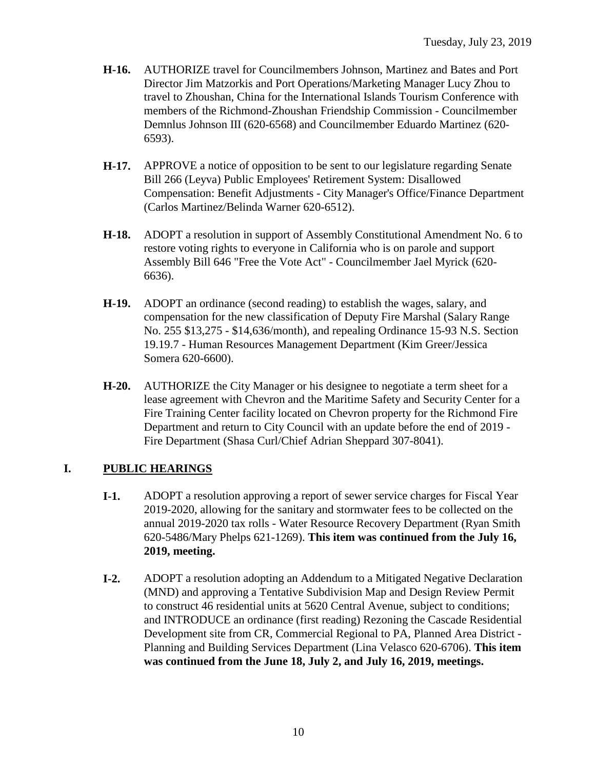- **H-16.** AUTHORIZE travel for Councilmembers Johnson, Martinez and Bates and Port Director Jim Matzorkis and Port Operations/Marketing Manager Lucy Zhou to travel to Zhoushan, China for the International Islands Tourism Conference with members of the Richmond-Zhoushan Friendship Commission - Councilmember Demnlus Johnson III (620-6568) and Councilmember Eduardo Martinez (620-6593).

- **H-17.** APPROVE a notice of opposition to be sent to our legislature regarding Senate Bill 266 (Leyva) Public Employees' Retirement System: Disallowed Compensation: Benefit Adjustments - City Manager's Office/Finance Department (Carlos Martinez/Belinda Warner 620-6512).

- **H-18.** ADOPT a resolution in support of Assembly Constitutional Amendment No. 6 to restore voting rights to everyone in California who is on parole and support Assembly Bill 646 "Free the Vote Act" - Councilmember Jael Myrick (620-6636).

- **H-19.** ADOPT an ordinance (second reading) to establish the wages, salary, and compensation for the new classification of Deputy Fire Marshal (Salary Range No. 255 $13,275 - $14,636/month), and repealing Ordinance 15-93 N.S. Section 19.19.7 - Human Resources Management Department (Kim Greer/Jessica Somera 620-6600).

- **H-20.** AUTHORIZE the City Manager or his designee to negotiate a term sheet for a lease agreement with Chevron and the Maritime Safety and Security Center for a Fire Training Center facility located on Chevron property for the Richmond Fire Department and return to City Council with an update before the end of 2019 - Fire Department (Shasa Curl/Chief Adrian Sheppard 307-8041).

## I. PUBLIC HEARINGS

- **I-1.** ADOPT a resolution approving a report of sewer service charges for Fiscal Year 2019-2020, allowing for the sanitary and stormwater fees to be collected on the annual 2019-2020 tax rolls - Water Resource Recovery Department (Ryan Smith 620-5486/Mary Phelps 621-1269). **This item was continued from the July 16, 2019, meeting.**

- **I-2.** ADOPT a resolution adopting an Addendum to a Mitigated Negative Declaration (MND) and approving a Tentative Subdivision Map and Design Review Permit to construct 46 residential units at 5620 Central Avenue, subject to conditions; and INTRODUCE an ordinance (first reading) Rezoning the Cascade Residential Development site from CR, Commercial Regional to PA, Planned Area District - Planning and Building Services Department (Lina Velasco 620-6706). **This item was continued from the June 18, July 2, and July 16, 2019, meetings.**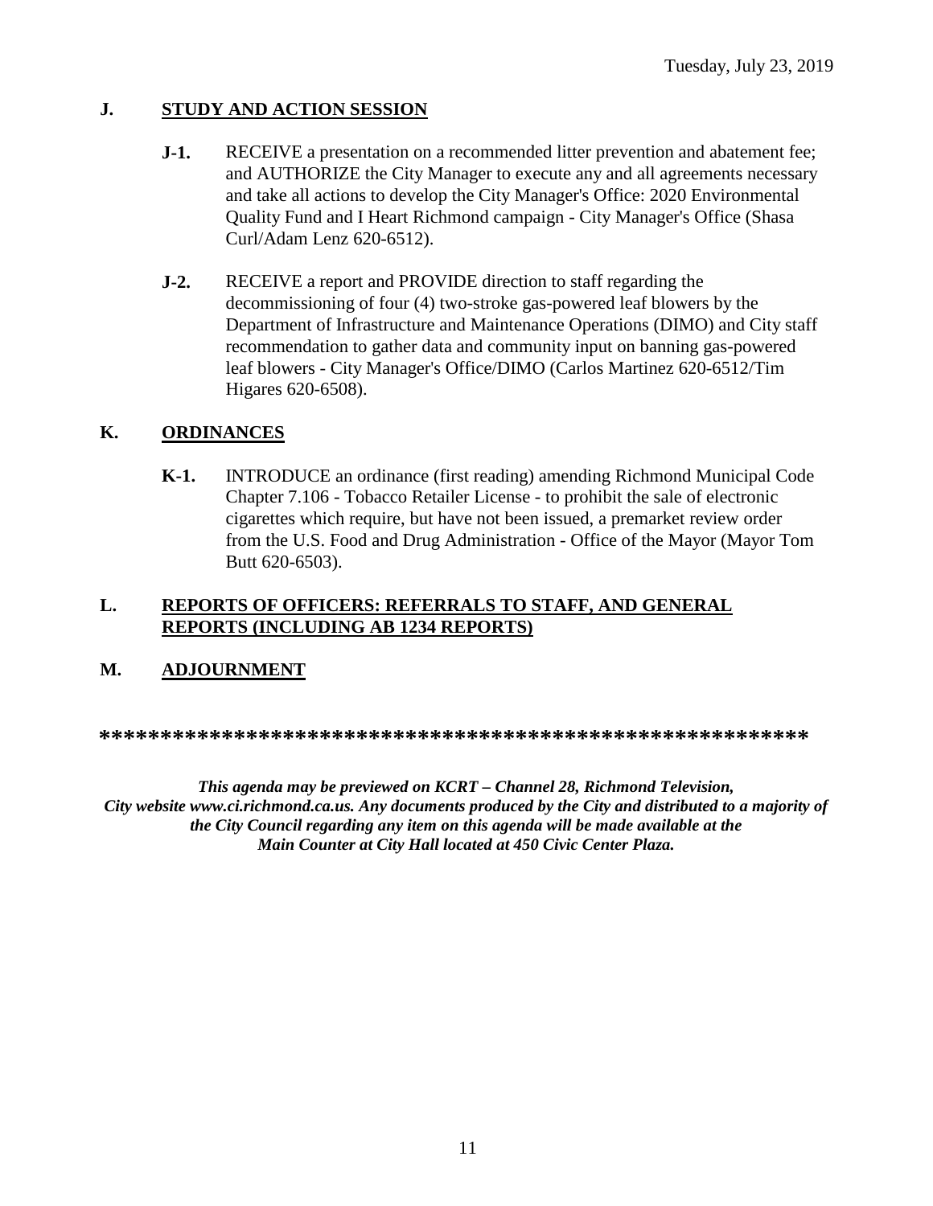## J. STUDY AND ACTION SESSION

**J-1.** RECEIVE a presentation on a recommended litter prevention and abatement fee; and AUTHORIZE the City Manager to execute any and all agreements necessary and take all actions to develop the City Manager's Office: 2020 Environmental Quality Fund and I Heart Richmond campaign - City Manager's Office (Shasa Curl/Adam Lenz 620-6512).

**J-2.** RECEIVE a report and PROVIDE direction to staff regarding the decommissioning of four (4) two-stroke gas-powered leaf blowers by the Department of Infrastructure and Maintenance Operations (DIMO) and City staff recommendation to gather data and community input on banning gas-powered leaf blowers - City Manager's Office/DIMO (Carlos Martinez 620-6512/Tim Higares 620-6508).

## K. ORDINANCES

**K-1.** INTRODUCE an ordinance (first reading) amending Richmond Municipal Code Chapter 7.106 - Tobacco Retailer License - to prohibit the sale of electronic cigarettes which require, but have not been issued, a premarket review order from the U.S. Food and Drug Administration - Office of the Mayor (Mayor Tom Butt 620-6503).

## L. REPORTS OF OFFICERS: REFERRALS TO STAFF, AND GENERAL REPORTS (INCLUDING AB 1234 REPORTS)

## M. ADJOURNMENT

**********************************************************

***This agenda may be previewed on KCRT – Channel 28, Richmond Television, City website www.ci.richmond.ca.us. Any documents produced by the City and distributed to a majority of the City Council regarding any item on this agenda will be made available at the Main Counter at City Hall located at 450 Civic Center Plaza.***